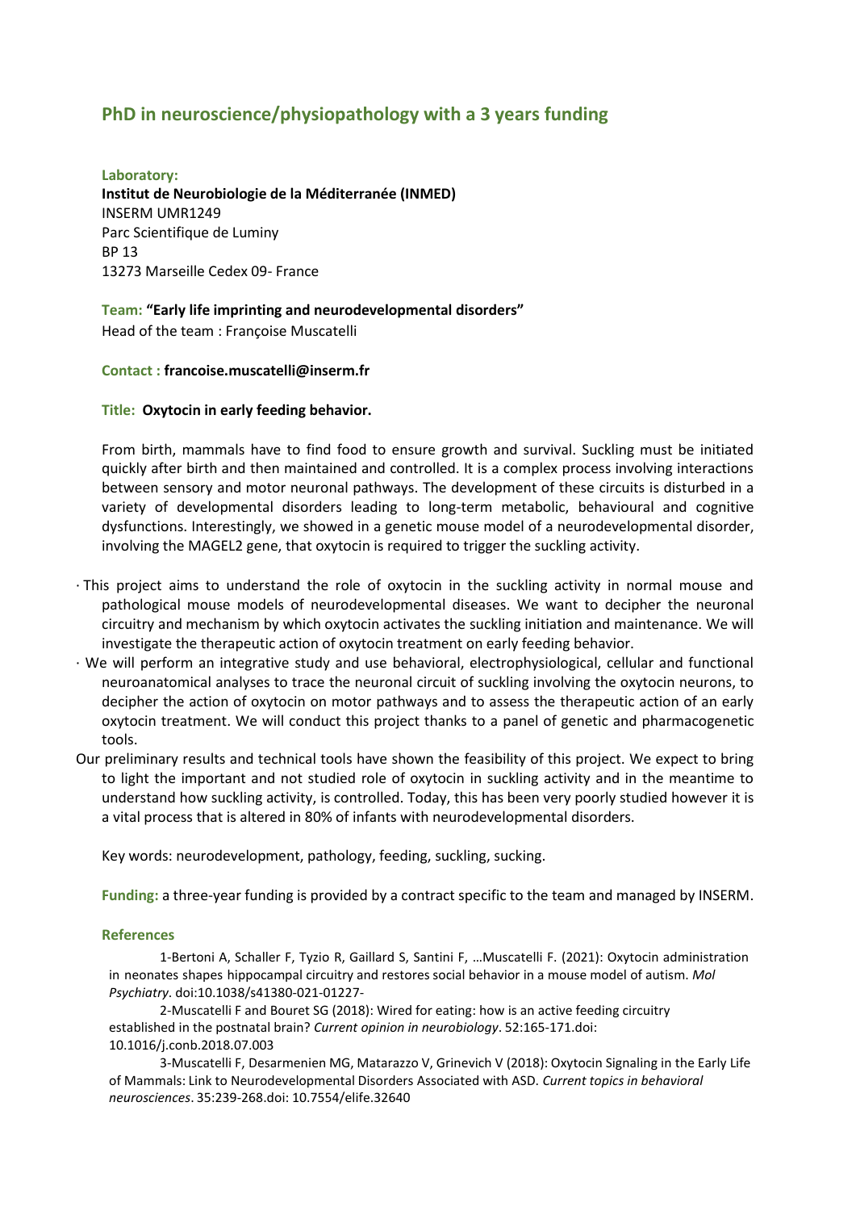# PhD in neuroscience/physiopathology with a 3 years funding

**Laboratory:**
**Institut de Neurobiologie de la Méditerranée (INMED)**
INSERM UMR1249
Parc Scientifique de Luminy
BP 13
13273 Marseille Cedex 09- France

**Team:** **"Early life imprinting and neurodevelopmental disorders"**
Head of the team : Françoise Muscatelli

**Contact :** **francoise.muscatelli@inserm.fr**

**Title:** **Oxytocin in early feeding behavior.**

From birth, mammals have to find food to ensure growth and survival. Suckling must be initiated quickly after birth and then maintained and controlled. It is a complex process involving interactions between sensory and motor neuronal pathways. The development of these circuits is disturbed in a variety of developmental disorders leading to long-term metabolic, behavioural and cognitive dysfunctions. Interestingly, we showed in a genetic mouse model of a neurodevelopmental disorder, involving the MAGEL2 gene, that oxytocin is required to trigger the suckling activity.

- This project aims to understand the role of oxytocin in the suckling activity in normal mouse and pathological mouse models of neurodevelopmental diseases. We want to decipher the neuronal circuitry and mechanism by which oxytocin activates the suckling initiation and maintenance. We will investigate the therapeutic action of oxytocin treatment on early feeding behavior.
- We will perform an integrative study and use behavioral, electrophysiological, cellular and functional neuroanatomical analyses to trace the neuronal circuit of suckling involving the oxytocin neurons, to decipher the action of oxytocin on motor pathways and to assess the therapeutic action of an early oxytocin treatment. We will conduct this project thanks to a panel of genetic and pharmacogenetic tools.

Our preliminary results and technical tools have shown the feasibility of this project. We expect to bring to light the important and not studied role of oxytocin in suckling activity and in the meantime to understand how suckling activity, is controlled. Today, this has been very poorly studied however it is a vital process that is altered in 80% of infants with neurodevelopmental disorders.

Key words: neurodevelopment, pathology, feeding, suckling, sucking.

**Funding:** a three-year funding is provided by a contract specific to the team and managed by INSERM.

**References**

1-Bertoni A, Schaller F, Tyzio R, Gaillard S, Santini F, …Muscatelli F. (2021): Oxytocin administration in neonates shapes hippocampal circuitry and restores social behavior in a mouse model of autism. *Mol Psychiatry*. doi:10.1038/s41380-021-01227-

2-Muscatelli F and Bouret SG (2018): Wired for eating: how is an active feeding circuitry established in the postnatal brain? *Current opinion in neurobiology*. 52:165-171.doi: 10.1016/j.conb.2018.07.003

3-Muscatelli F, Desarmenien MG, Matarazzo V, Grinevich V (2018): Oxytocin Signaling in the Early Life of Mammals: Link to Neurodevelopmental Disorders Associated with ASD. *Current topics in behavioral neurosciences*. 35:239-268.doi: 10.7554/elife.32640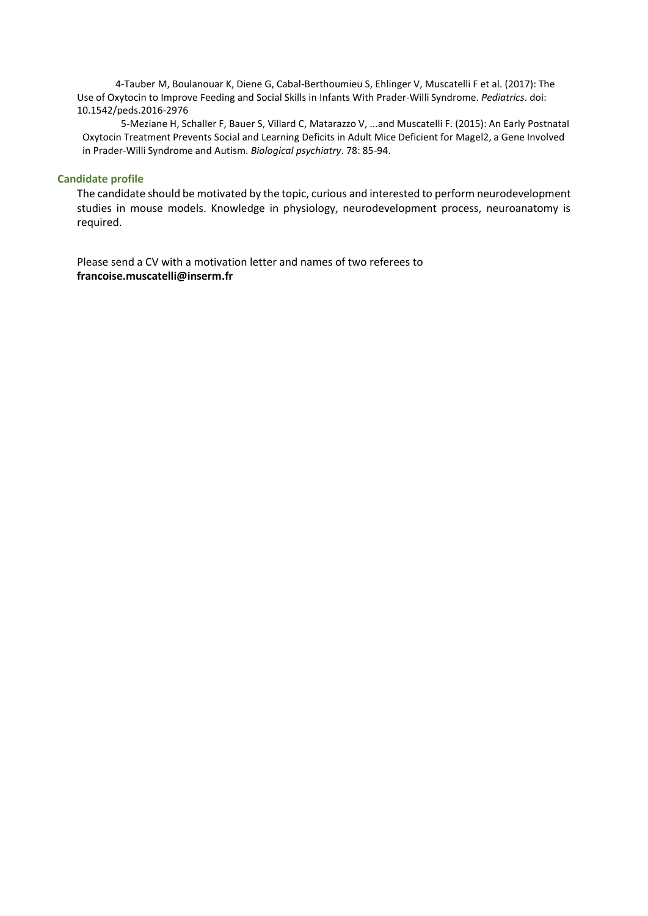4-Tauber M, Boulanouar K, Diene G, Cabal-Berthoumieu S, Ehlinger V, Muscatelli F et al. (2017): The Use of Oxytocin to Improve Feeding and Social Skills in Infants With Prader-Willi Syndrome. *Pediatrics*. doi: 10.1542/peds.2016-2976

5-Meziane H, Schaller F, Bauer S, Villard C, Matarazzo V, ...and Muscatelli F. (2015): An Early Postnatal Oxytocin Treatment Prevents Social and Learning Deficits in Adult Mice Deficient for Magel2, a Gene Involved in Prader-Willi Syndrome and Autism. *Biological psychiatry*. 78: 85-94.

### Candidate profile

The candidate should be motivated by the topic, curious and interested to perform neurodevelopment studies in mouse models. Knowledge in physiology, neurodevelopment process, neuroanatomy is required.

Please send a CV with a motivation letter and names of two referees to **francoise.muscatelli@inserm.fr**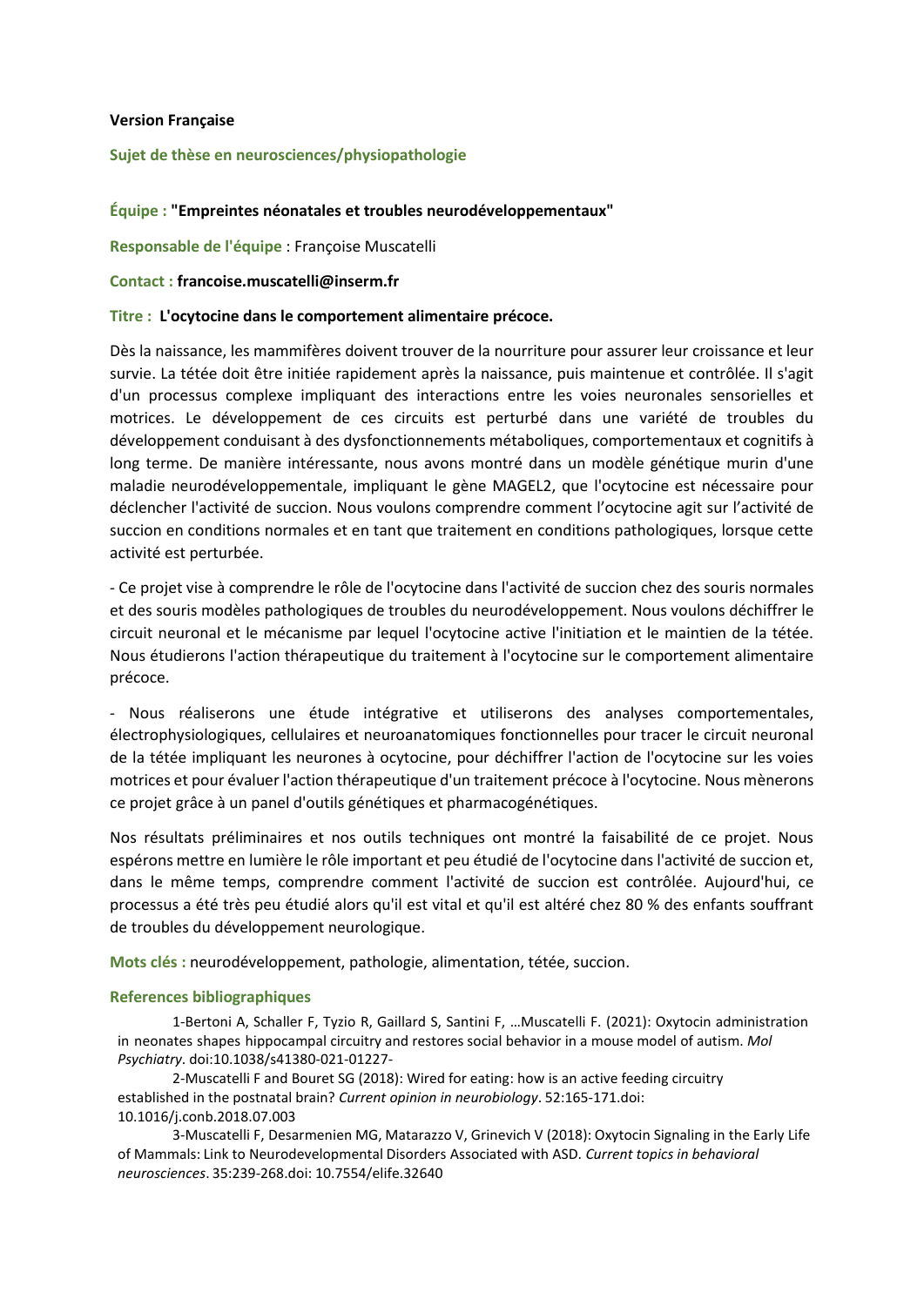**Version Française**

**Sujet de thèse en neurosciences/physiopathologie**

**Équipe : "Empreintes néonatales et troubles neurodéveloppementaux"**

**Responsable de l'équipe** : Françoise Muscatelli

**Contact : francoise.muscatelli@inserm.fr**

**Titre : L'ocytocine dans le comportement alimentaire précoce.**

Dès la naissance, les mammifères doivent trouver de la nourriture pour assurer leur croissance et leur survie. La tétée doit être initiée rapidement après la naissance, puis maintenue et contrôlée. Il s'agit d'un processus complexe impliquant des interactions entre les voies neuronales sensorielles et motrices. Le développement de ces circuits est perturbé dans une variété de troubles du développement conduisant à des dysfonctionnements métaboliques, comportementaux et cognitifs à long terme. De manière intéressante, nous avons montré dans un modèle génétique murin d'une maladie neurodéveloppementale, impliquant le gène MAGEL2, que l'ocytocine est nécessaire pour déclencher l'activité de succion. Nous voulons comprendre comment l'ocytocine agit sur l'activité de succion en conditions normales et en tant que traitement en conditions pathologiques, lorsque cette activité est perturbée.

- Ce projet vise à comprendre le rôle de l'ocytocine dans l'activité de succion chez des souris normales et des souris modèles pathologiques de troubles du neurodéveloppement. Nous voulons déchiffrer le circuit neuronal et le mécanisme par lequel l'ocytocine active l'initiation et le maintien de la tétée. Nous étudierons l'action thérapeutique du traitement à l'ocytocine sur le comportement alimentaire précoce.

- Nous réaliserons une étude intégrative et utiliserons des analyses comportementales, électrophysiologiques, cellulaires et neuroanatomiques fonctionnelles pour tracer le circuit neuronal de la tétée impliquant les neurones à ocytocine, pour déchiffrer l'action de l'ocytocine sur les voies motrices et pour évaluer l'action thérapeutique d'un traitement précoce à l'ocytocine. Nous mènerons ce projet grâce à un panel d'outils génétiques et pharmacogénétiques.

Nos résultats préliminaires et nos outils techniques ont montré la faisabilité de ce projet. Nous espérons mettre en lumière le rôle important et peu étudié de l'ocytocine dans l'activité de succion et, dans le même temps, comprendre comment l'activité de succion est contrôlée. Aujourd'hui, ce processus a été très peu étudié alors qu'il est vital et qu'il est altéré chez 80 % des enfants souffrant de troubles du développement neurologique.

**Mots clés :** neurodéveloppement, pathologie, alimentation, tétée, succion.

**References bibliographiques**

1-Bertoni A, Schaller F, Tyzio R, Gaillard S, Santini F, …Muscatelli F. (2021): Oxytocin administration in neonates shapes hippocampal circuitry and restores social behavior in a mouse model of autism. *Mol Psychiatry*. doi:10.1038/s41380-021-01227-

2-Muscatelli F and Bouret SG (2018): Wired for eating: how is an active feeding circuitry established in the postnatal brain? *Current opinion in neurobiology*. 52:165-171.doi: 10.1016/j.conb.2018.07.003

3-Muscatelli F, Desarmenien MG, Matarazzo V, Grinevich V (2018): Oxytocin Signaling in the Early Life of Mammals: Link to Neurodevelopmental Disorders Associated with ASD. *Current topics in behavioral neurosciences*. 35:239-268.doi: 10.7554/elife.32640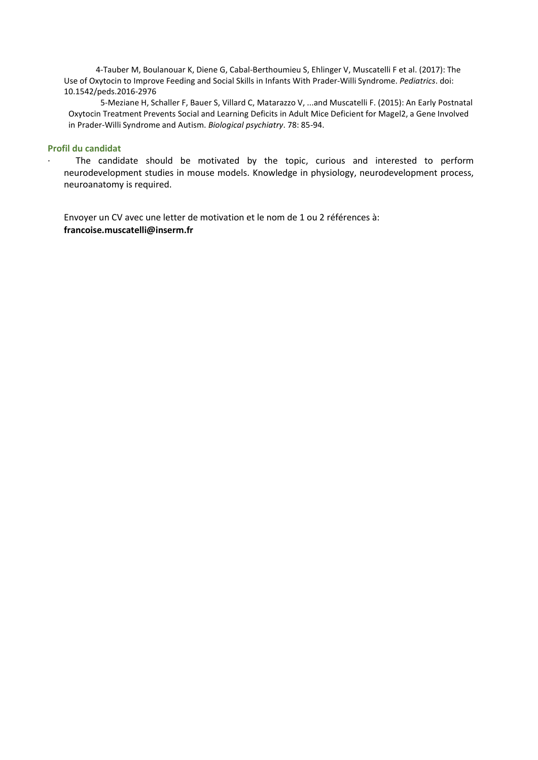4-Tauber M, Boulanouar K, Diene G, Cabal-Berthoumieu S, Ehlinger V, Muscatelli F et al. (2017): The Use of Oxytocin to Improve Feeding and Social Skills in Infants With Prader-Willi Syndrome. *Pediatrics*. doi: 10.1542/peds.2016-2976

5-Meziane H, Schaller F, Bauer S, Villard C, Matarazzo V, ...and Muscatelli F. (2015): An Early Postnatal Oxytocin Treatment Prevents Social and Learning Deficits in Adult Mice Deficient for Magel2, a Gene Involved in Prader-Willi Syndrome and Autism. *Biological psychiatry*. 78: 85-94.

## Profil du candidat

- The candidate should be motivated by the topic, curious and interested to perform neurodevelopment studies in mouse models. Knowledge in physiology, neurodevelopment process, neuroanatomy is required.

Envoyer un CV avec une letter de motivation et le nom de 1 ou 2 références à:
**francoise.muscatelli@inserm.fr**